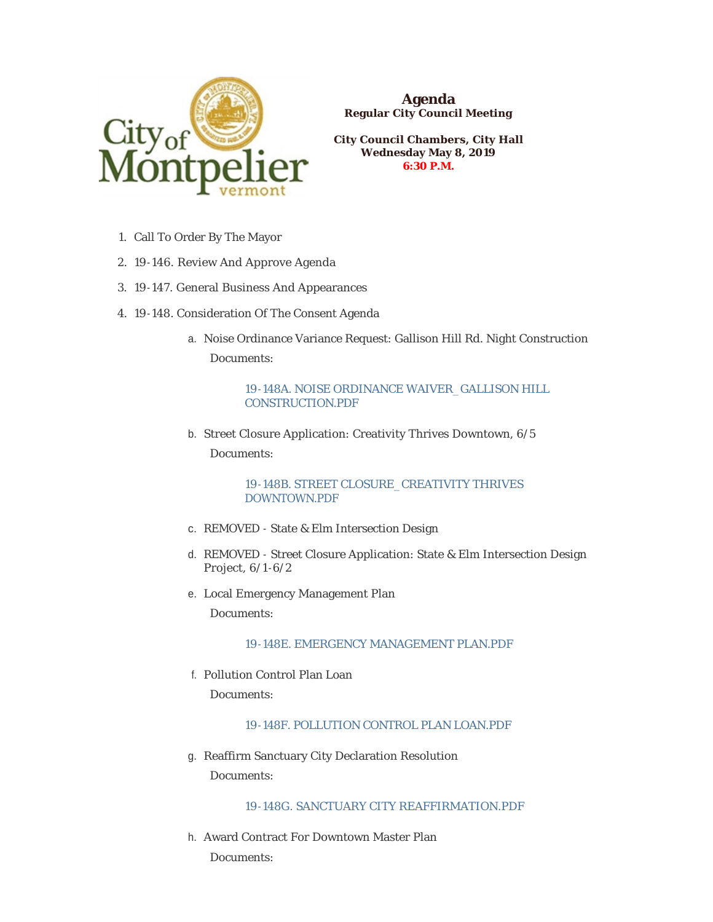# Agenda

**Regular City Council Meeting**

**City Council Chambers, City Hall**
**Wednesday May 8, 2019**
**6:30 P.M.**

1. Call To Order By The Mayor
2. 19-146. Review And Approve Agenda
3. 19-147. General Business And Appearances
4. 19-148. Consideration Of The Consent Agenda
   a. Noise Ordinance Variance Request: Gallison Hill Rd. Night Construction

      Documents:

      19-148A. NOISE ORDINANCE WAIVER_GALLISON HILL CONSTRUCTION.PDF

   b. Street Closure Application: Creativity Thrives Downtown, 6/5

      Documents:

      19-148B. STREET CLOSURE_CREATIVITY THRIVES DOWNTOWN.PDF

   c. REMOVED - State & Elm Intersection Design

   d. REMOVED - Street Closure Application: State & Elm Intersection Design Project, 6/1-6/2

   e. Local Emergency Management Plan

      Documents:

      19-148E. EMERGENCY MANAGEMENT PLAN.PDF

   f. Pollution Control Plan Loan

      Documents:

      19-148F. POLLUTION CONTROL PLAN LOAN.PDF

   g. Reaffirm Sanctuary City Declaration Resolution

      Documents:

      19-148G. SANCTUARY CITY REAFFIRMATION.PDF

   h. Award Contract For Downtown Master Plan

      Documents: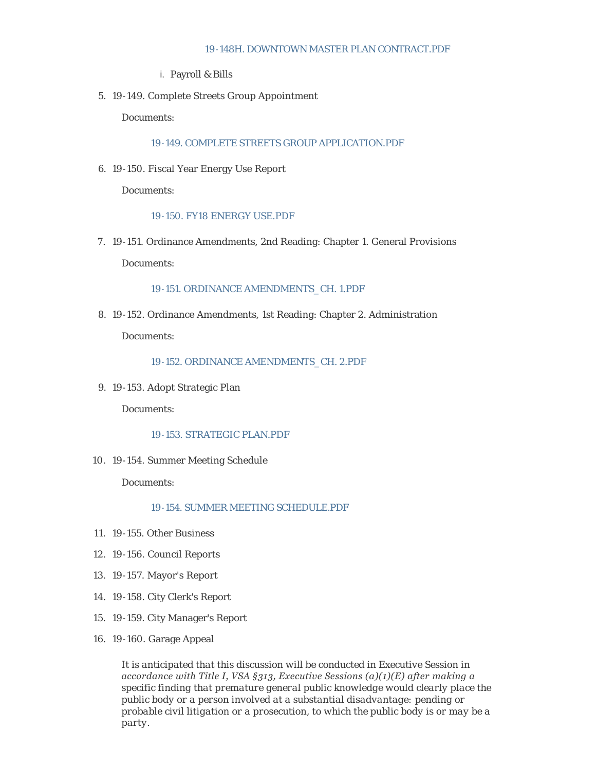19-148H. DOWNTOWN MASTER PLAN CONTRACT.PDF

i. Payroll & Bills

5. 19-149. Complete Streets Group Appointment

   Documents:

   19-149. COMPLETE STREETS GROUP APPLICATION.PDF

6. 19-150. Fiscal Year Energy Use Report

   Documents:

   19-150. FY18 ENERGY USE.PDF

7. 19-151. Ordinance Amendments, 2nd Reading: Chapter 1. General Provisions

   Documents:

   19-151. ORDINANCE AMENDMENTS_CH. 1.PDF

8. 19-152. Ordinance Amendments, 1st Reading: Chapter 2. Administration

   Documents:

   19-152. ORDINANCE AMENDMENTS_CH. 2.PDF

9. 19-153. Adopt Strategic Plan

   Documents:

   19-153. STRATEGIC PLAN.PDF

10. 19-154. Summer Meeting Schedule

    Documents:

    19-154. SUMMER MEETING SCHEDULE.PDF

11. 19-155. Other Business
12. 19-156. Council Reports
13. 19-157. Mayor's Report
14. 19-158. City Clerk's Report
15. 19-159. City Manager's Report
16. 19-160. Garage Appeal

    *It is anticipated that this discussion will be conducted in Executive Session in accordance with Title I, VSA §313, Executive Sessions (a)(1)(E) after making a specific finding that premature general public knowledge would clearly place the public body or a person involved at a substantial disadvantage: pending or probable civil litigation or a prosecution, to which the public body is or may be a party.*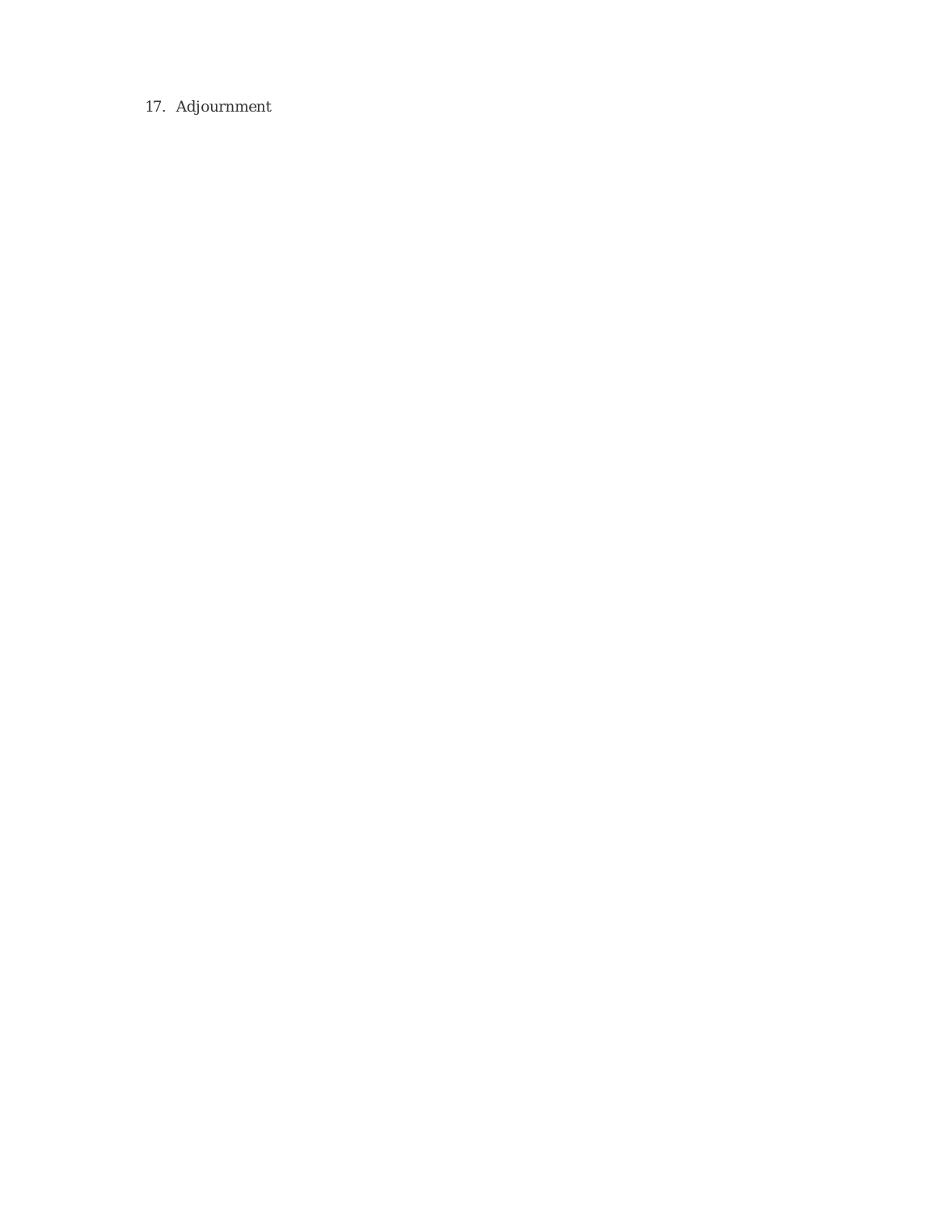17. Adjournment